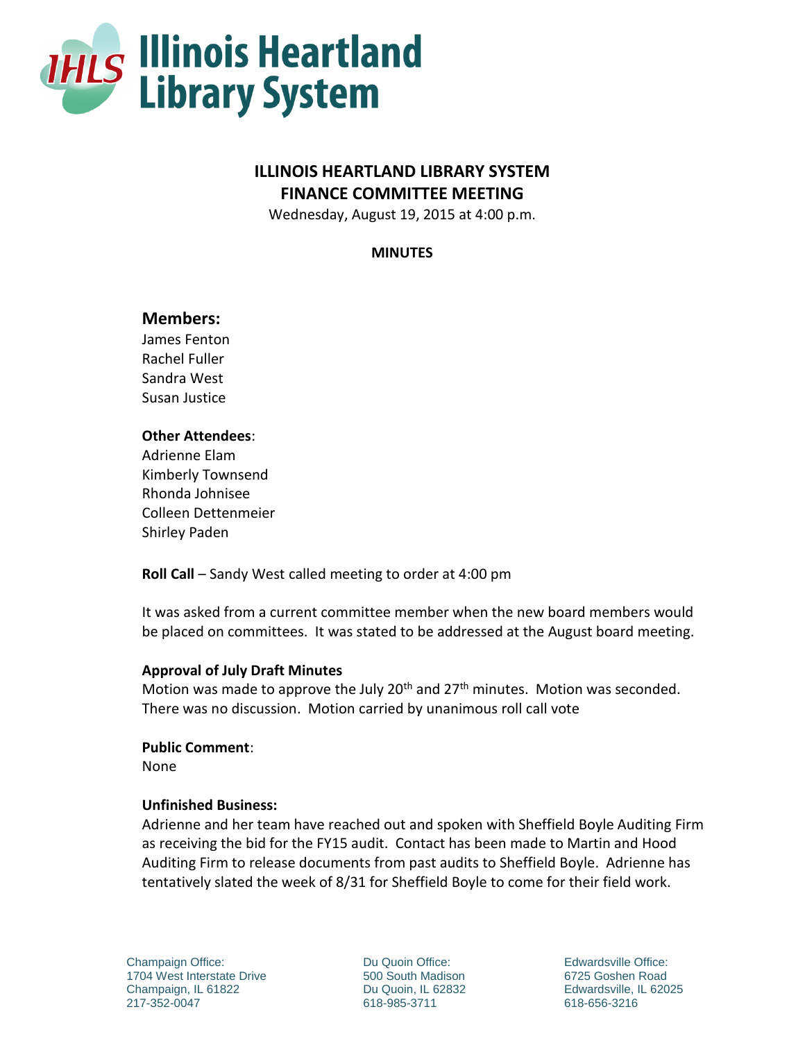# ILLINOIS HEARTLAND LIBRARY SYSTEM
# FINANCE COMMITTEE MEETING

Wednesday, August 19, 2015 at 4:00 p.m.

**MINUTES**

## Members:

James Fenton
Rachel Fuller
Sandra West
Susan Justice

**Other Attendees**:
Adrienne Elam
Kimberly Townsend
Rhonda Johnisee
Colleen Dettenmeier
Shirley Paden

**Roll Call** – Sandy West called meeting to order at 4:00 pm

It was asked from a current committee member when the new board members would be placed on committees. It was stated to be addressed at the August board meeting.

**Approval of July Draft Minutes**
Motion was made to approve the July 20th and 27th minutes. Motion was seconded. There was no discussion. Motion carried by unanimous roll call vote

**Public Comment**:
None

**Unfinished Business:**
Adrienne and her team have reached out and spoken with Sheffield Boyle Auditing Firm as receiving the bid for the FY15 audit. Contact has been made to Martin and Hood Auditing Firm to release documents from past audits to Sheffield Boyle. Adrienne has tentatively slated the week of 8/31 for Sheffield Boyle to come for their field work.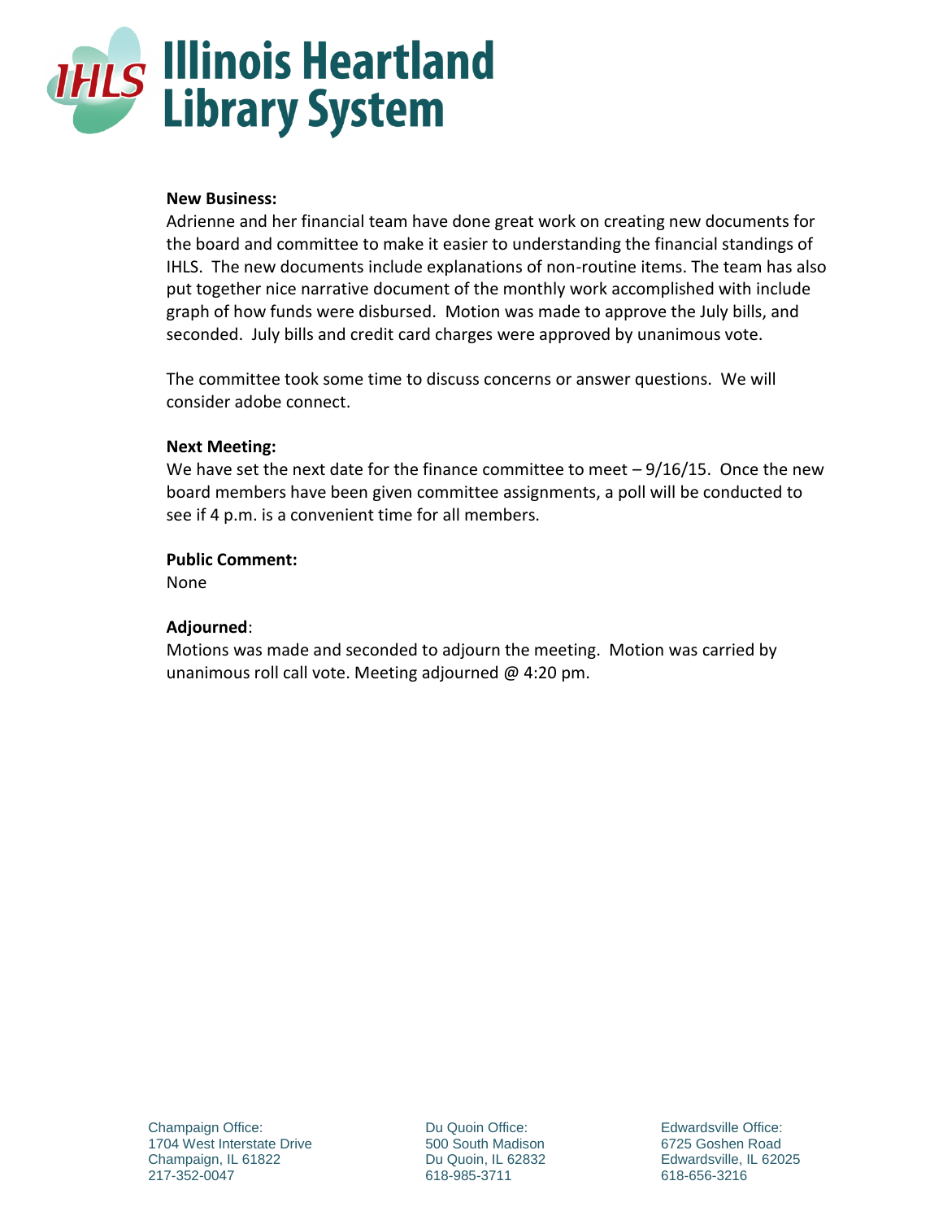**New Business:**

Adrienne and her financial team have done great work on creating new documents for the board and committee to make it easier to understanding the financial standings of IHLS. The new documents include explanations of non-routine items. The team has also put together nice narrative document of the monthly work accomplished with include graph of how funds were disbursed. Motion was made to approve the July bills, and seconded. July bills and credit card charges were approved by unanimous vote.

The committee took some time to discuss concerns or answer questions. We will consider adobe connect.

**Next Meeting:**

We have set the next date for the finance committee to meet – 9/16/15. Once the new board members have been given committee assignments, a poll will be conducted to see if 4 p.m. is a convenient time for all members.

**Public Comment:**

None

**Adjourned**:

Motions was made and seconded to adjourn the meeting. Motion was carried by unanimous roll call vote. Meeting adjourned @ 4:20 pm.